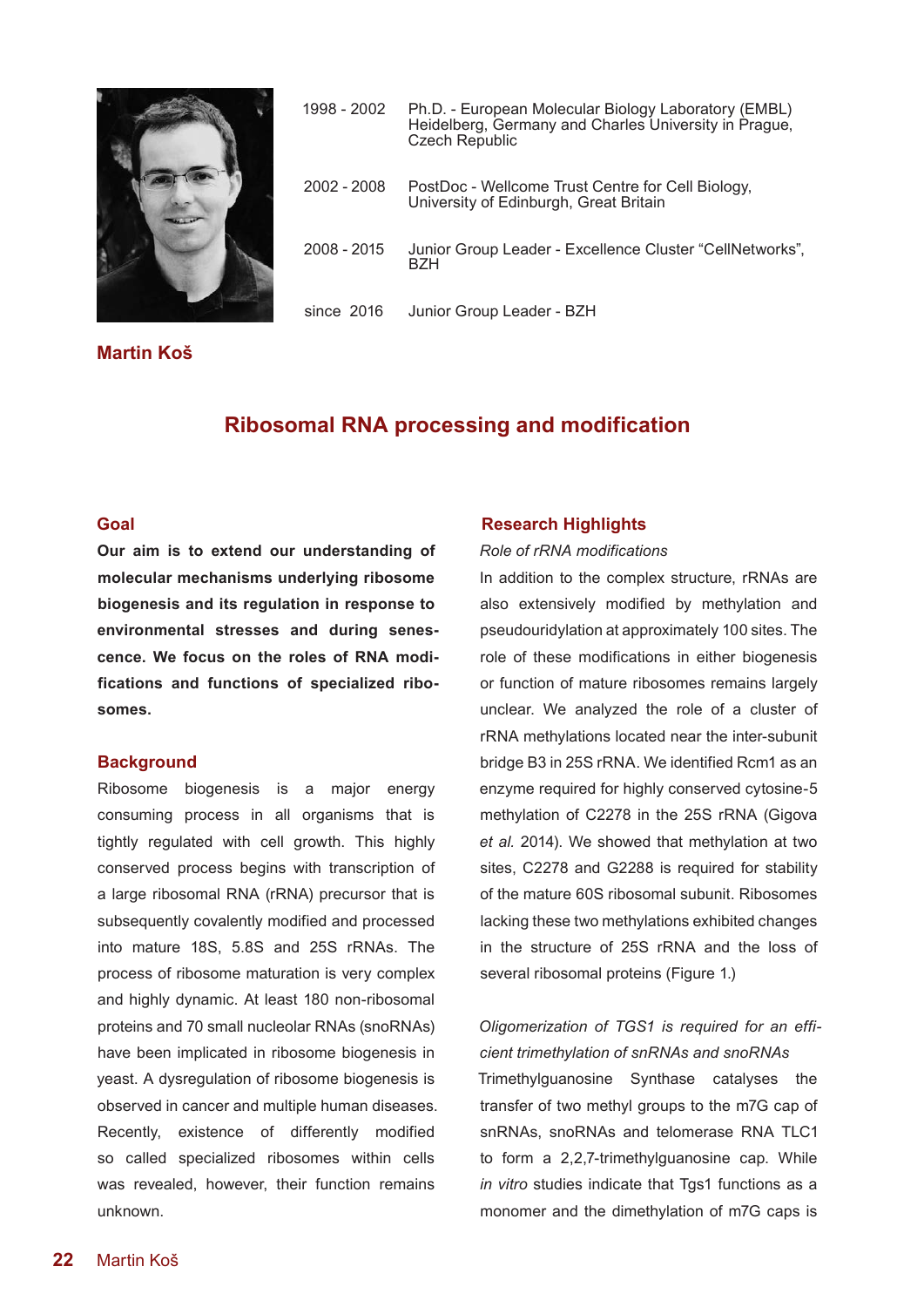| | |
|---|---|
| 1998 - 2002 | Ph.D. - European Molecular Biology Laboratory (EMBL) Heidelberg, Germany and Charles University in Prague, Czech Republic |
| 2002 - 2008 | PostDoc - Wellcome Trust Centre for Cell Biology, University of Edinburgh, Great Britain |
| 2008 - 2015 | Junior Group Leader - Excellence Cluster "CellNetworks", BZH |
| since 2016 | Junior Group Leader - BZH |

**Martin Koš**

# Ribosomal RNA processing and modification

## Goal

**Our aim is to extend our understanding of molecular mechanisms underlying ribosome biogenesis and its regulation in response to environmental stresses and during senescence. We focus on the roles of RNA modifications and functions of specialized ribosomes.**

## Background

Ribosome biogenesis is a major energy consuming process in all organisms that is tightly regulated with cell growth. This highly conserved process begins with transcription of a large ribosomal RNA (rRNA) precursor that is subsequently covalently modified and processed into mature 18S, 5.8S and 25S rRNAs. The process of ribosome maturation is very complex and highly dynamic. At least 180 non-ribosomal proteins and 70 small nucleolar RNAs (snoRNAs) have been implicated in ribosome biogenesis in yeast. A dysregulation of ribosome biogenesis is observed in cancer and multiple human diseases. Recently, existence of differently modified so called specialized ribosomes within cells was revealed, however, their function remains unknown.

## Research Highlights

*Role of rRNA modifications*

In addition to the complex structure, rRNAs are also extensively modified by methylation and pseudouridylation at approximately 100 sites. The role of these modifications in either biogenesis or function of mature ribosomes remains largely unclear. We analyzed the role of a cluster of rRNA methylations located near the inter-subunit bridge B3 in 25S rRNA. We identified Rcm1 as an enzyme required for highly conserved cytosine-5 methylation of C2278 in the 25S rRNA (Gigova *et al.* 2014). We showed that methylation at two sites, C2278 and G2288 is required for stability of the mature 60S ribosomal subunit. Ribosomes lacking these two methylations exhibited changes in the structure of 25S rRNA and the loss of several ribosomal proteins (Figure 1.)

*Oligomerization of TGS1 is required for an efficient trimethylation of snRNAs and snoRNAs*

Trimethylguanosine Synthase catalyses the transfer of two methyl groups to the m7G cap of snRNAs, snoRNAs and telomerase RNA TLC1 to form a 2,2,7-trimethylguanosine cap. While *in vitro* studies indicate that Tgs1 functions as a monomer and the dimethylation of m7G caps is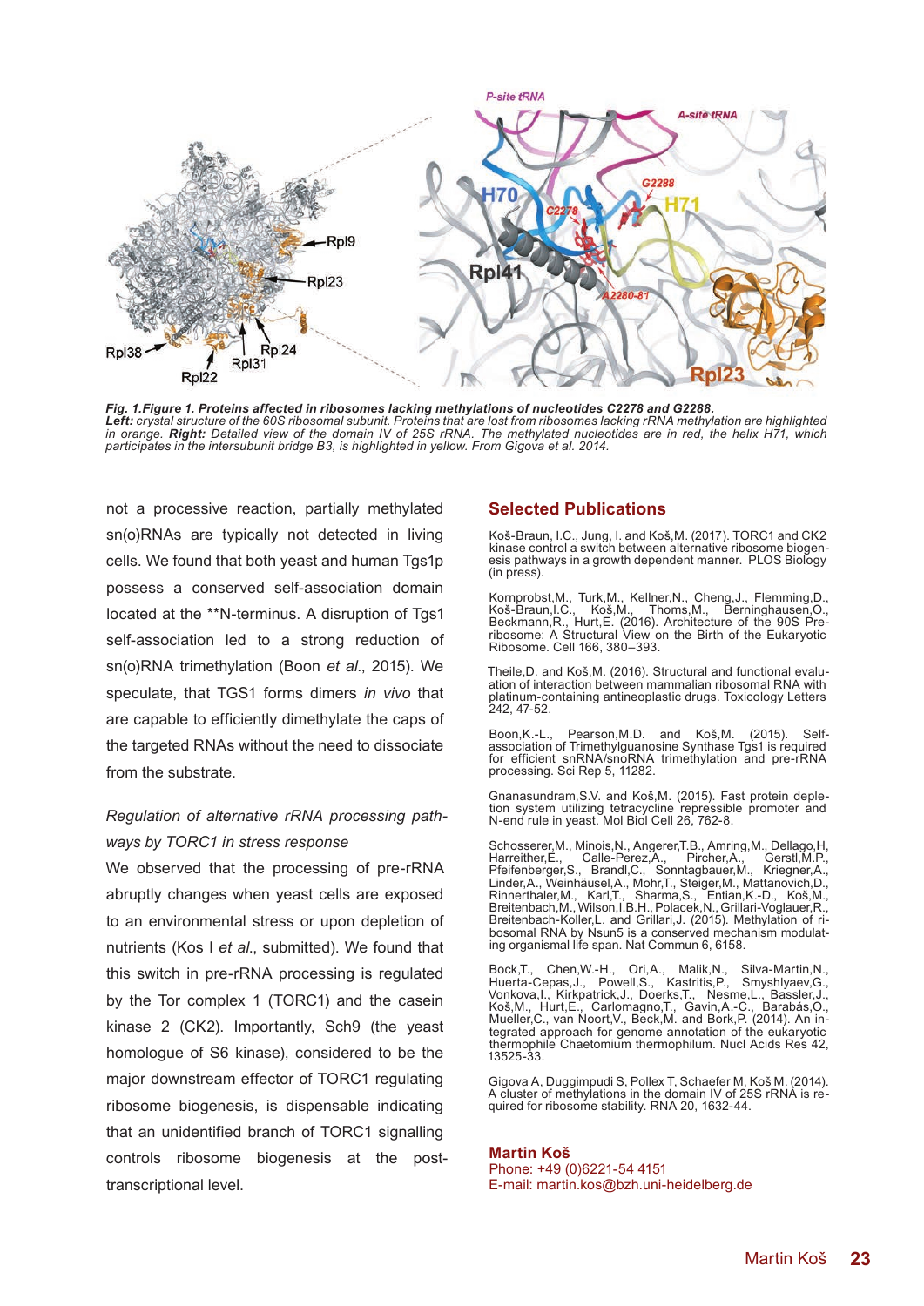P-site tRNA

A-site tRNA

H70

G2288

H71

C2278

Rpl41

A2280-81

Rpl23

Rpl9

Rpl23

Rpl38

Rpl22

Rpl31

Rpl24

***Fig. 1.Figure 1. Proteins affected in ribosomes lacking methylations of nucleotides C2278 and G2288.***
***Left:*** *crystal structure of the 60S ribosomal subunit. Proteins that are lost from ribosomes lacking rRNA methylation are highlighted in orange.* ***Right:*** *Detailed view of the domain IV of 25S rRNA. The methylated nucleotides are in red, the helix H71, which participates in the intersubunit bridge B3, is highlighted in yellow. From Gigova et al. 2014.*

not a processive reaction, partially methylated sn(o)RNAs are typically not detected in living cells. We found that both yeast and human Tgs1p possess a conserved self-association domain located at the **N-terminus. A disruption of Tgs1 self-association led to a strong reduction of sn(o)RNA trimethylation (Boon *et al*., 2015). We speculate, that TGS1 forms dimers *in vivo* that are capable to efficiently dimethylate the caps of the targeted RNAs without the need to dissociate from the substrate.

*Regulation of alternative rRNA processing pathways by TORC1 in stress response*

We observed that the processing of pre-rRNA abruptly changes when yeast cells are exposed to an environmental stress or upon depletion of nutrients (Kos I *et al*., submitted). We found that this switch in pre-rRNA processing is regulated by the Tor complex 1 (TORC1) and the casein kinase 2 (CK2). Importantly, Sch9 (the yeast homologue of S6 kinase), considered to be the major downstream effector of TORC1 regulating ribosome biogenesis, is dispensable indicating that an unidentified branch of TORC1 signalling controls ribosome biogenesis at the post-transcriptional level.

## Selected Publications

Koš-Braun, I.C., Jung, I. and Koš,M. (2017). TORC1 and CK2 kinase control a switch between alternative ribosome biogenesis pathways in a growth dependent manner. PLOS Biology (in press).

Kornprobst,M., Turk,M., Kellner,N., Cheng,J., Flemming,D., Koš-Braun,I.C., Koš,M., Thoms,M., Berninghausen,O., Beckmann,R., Hurt,E. (2016). Architecture of the 90S Pre-ribosome: A Structural View on the Birth of the Eukaryotic Ribosome. Cell 166, 380–393.

Theile,D. and Koš,M. (2016). Structural and functional evaluation of interaction between mammalian ribosomal RNA with platinum-containing antineoplastic drugs. Toxicology Letters 242, 47-52.

Boon,K.-L., Pearson,M.D. and Koš,M. (2015). Self-association of Trimethylguanosine Synthase Tgs1 is required for efficient snRNA/snoRNA trimethylation and pre-rRNA processing. Sci Rep 5, 11282.

Gnanasundram,S.V. and Koš,M. (2015). Fast protein depletion system utilizing tetracycline repressible promoter and N-end rule in yeast. Mol Biol Cell 26, 762-8.

Schosserer,M., Minois,N., Angerer,T.B., Amring,M., Dellago,H, Harreither,E., Calle-Perez,A., Pircher,A., Gerstl,M.P., Pfeifenberger,S., Brandl,C., Sonntagbauer,M., Kriegner,A., Linder,A., Weinhäusel,A., Mohr,T., Steiger,M., Mattanovich,D., Rinnerthaler,M., Karl,T., Sharma,S., Entian,K.-D., Koš,M., Breitenbach,M., Wilson,I.B.H., Polacek,N., Grillari-Voglauer,R., Breitenbach-Koller,L. and Grillari,J. (2015). Methylation of ribosomal RNA by Nsun5 is a conserved mechanism modulating organismal life span. Nat Commun 6, 6158.

Bock,T., Chen,W.-H., Ori,A., Malik,N., Silva-Martin,N., Huerta-Cepas,J., Powell,S., Kastritis,P., Smyshlyaev,G., Vonkova,I., Kirkpatrick,J., Doerks,T., Nesme,L., Bassler,J., Koš,M., Hurt,E., Carlomagno,T., Gavin,A.-C., Barabás,O., Mueller,C., van Noort,V., Beck,M. and Bork,P. (2014). An integrated approach for genome annotation of the eukaryotic thermophile Chaetomium thermophilum. Nucl Acids Res 42, 13525-33.

Gigova A, Duggimpudi S, Pollex T, Schaefer M, Koš M. (2014). A cluster of methylations in the domain IV of 25S rRNA is required for ribosome stability. RNA 20, 1632-44.

**Martin Koš**
Phone: +49 (0)6221-54 4151
E-mail: martin.kos@bzh.uni-heidelberg.de